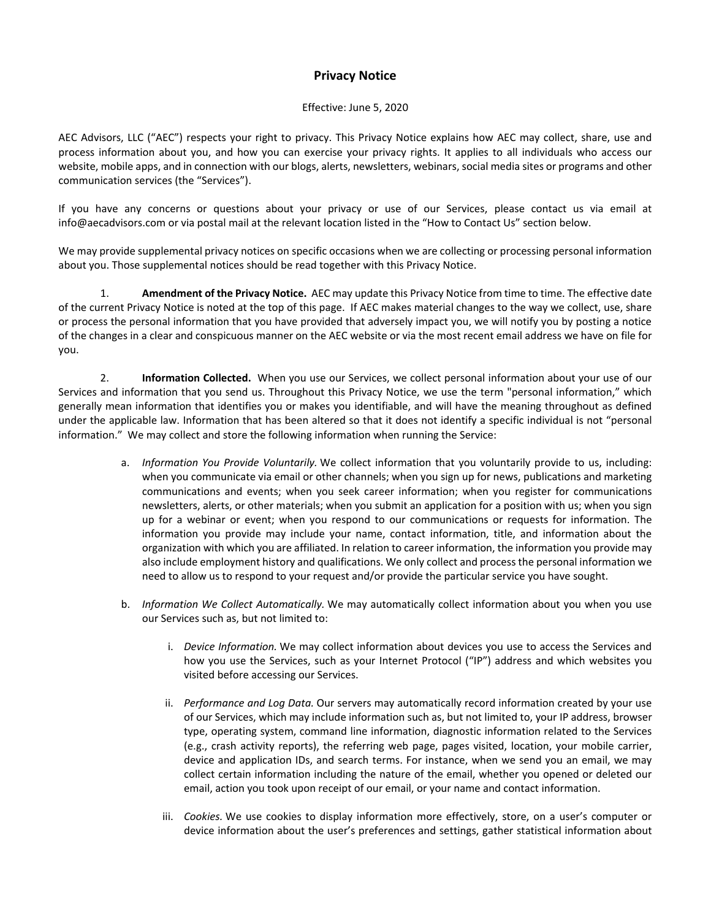# Privacy Notice

Effective: June 5, 2020

AEC Advisors, LLC ("AEC") respects your right to privacy. This Privacy Notice explains how AEC may collect, share, use and process information about you, and how you can exercise your privacy rights. It applies to all individuals who access our website, mobile apps, and in connection with our blogs, alerts, newsletters, webinars, social media sites or programs and other communication services (the "Services").

If you have any concerns or questions about your privacy or use of our Services, please contact us via email at info@aecadvisors.com or via postal mail at the relevant location listed in the "How to Contact Us" section below.

We may provide supplemental privacy notices on specific occasions when we are collecting or processing personal information about you. Those supplemental notices should be read together with this Privacy Notice.

1. **Amendment of the Privacy Notice.** AEC may update this Privacy Notice from time to time. The effective date of the current Privacy Notice is noted at the top of this page. If AEC makes material changes to the way we collect, use, share or process the personal information that you have provided that adversely impact you, we will notify you by posting a notice of the changes in a clear and conspicuous manner on the AEC website or via the most recent email address we have on file for you.

2. **Information Collected.** When you use our Services, we collect personal information about your use of our Services and information that you send us. Throughout this Privacy Notice, we use the term "personal information," which generally mean information that identifies you or makes you identifiable, and will have the meaning throughout as defined under the applicable law. Information that has been altered so that it does not identify a specific individual is not "personal information." We may collect and store the following information when running the Service:

   a. *Information You Provide Voluntarily.* We collect information that you voluntarily provide to us, including: when you communicate via email or other channels; when you sign up for news, publications and marketing communications and events; when you seek career information; when you register for communications newsletters, alerts, or other materials; when you submit an application for a position with us; when you sign up for a webinar or event; when you respond to our communications or requests for information. The information you provide may include your name, contact information, title, and information about the organization with which you are affiliated. In relation to career information, the information you provide may also include employment history and qualifications. We only collect and process the personal information we need to allow us to respond to your request and/or provide the particular service you have sought.

   b. *Information We Collect Automatically.* We may automatically collect information about you when you use our Services such as, but not limited to:

      i. *Device Information.* We may collect information about devices you use to access the Services and how you use the Services, such as your Internet Protocol ("IP") address and which websites you visited before accessing our Services.

      ii. *Performance and Log Data.* Our servers may automatically record information created by your use of our Services, which may include information such as, but not limited to, your IP address, browser type, operating system, command line information, diagnostic information related to the Services (e.g., crash activity reports), the referring web page, pages visited, location, your mobile carrier, device and application IDs, and search terms. For instance, when we send you an email, we may collect certain information including the nature of the email, whether you opened or deleted our email, action you took upon receipt of our email, or your name and contact information.

      iii. *Cookies.* We use cookies to display information more effectively, store, on a user's computer or device information about the user's preferences and settings, gather statistical information about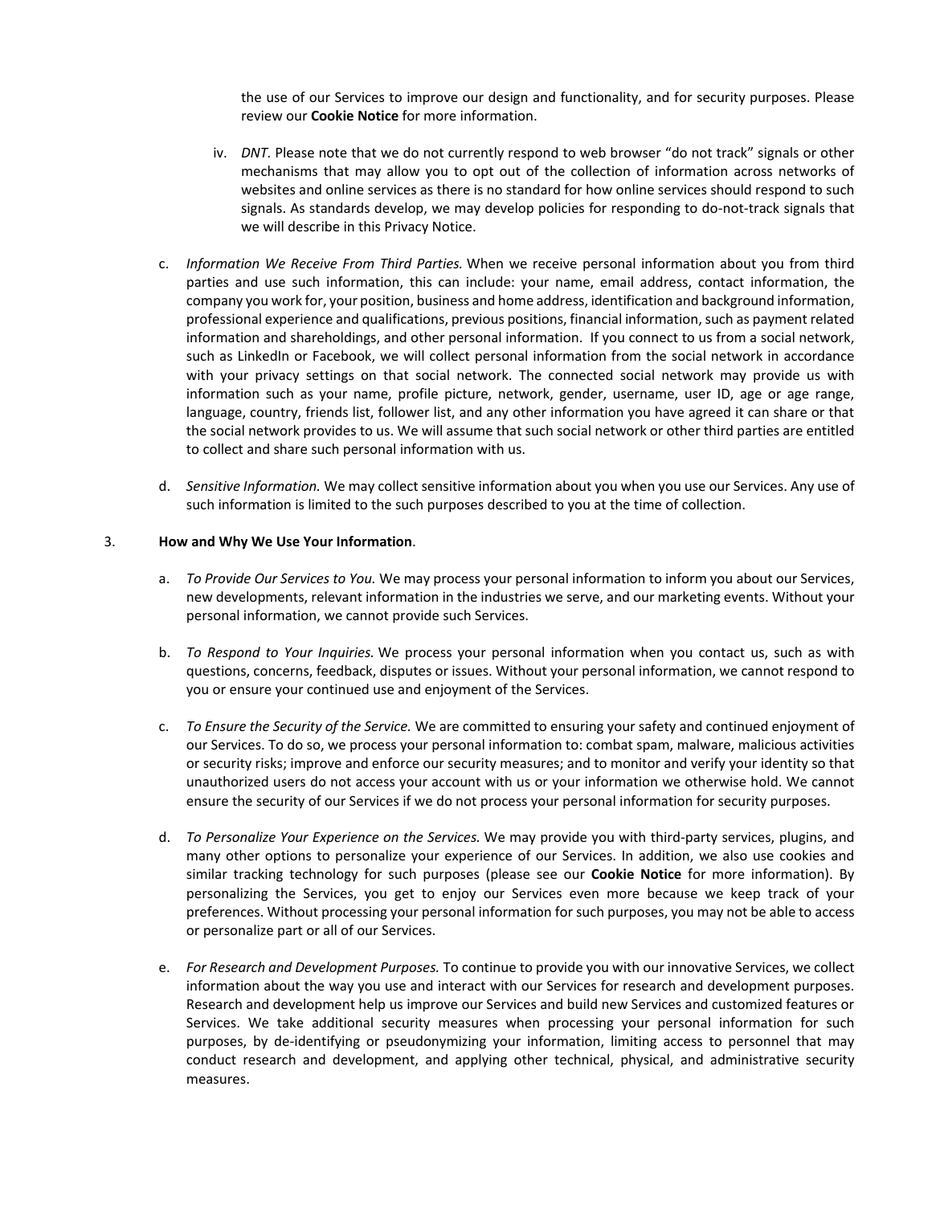the use of our Services to improve our design and functionality, and for security purposes. Please review our **Cookie Notice** for more information.

iv. *DNT.* Please note that we do not currently respond to web browser "do not track" signals or other mechanisms that may allow you to opt out of the collection of information across networks of websites and online services as there is no standard for how online services should respond to such signals. As standards develop, we may develop policies for responding to do-not-track signals that we will describe in this Privacy Notice.

c. *Information We Receive From Third Parties.* When we receive personal information about you from third parties and use such information, this can include: your name, email address, contact information, the company you work for, your position, business and home address, identification and background information, professional experience and qualifications, previous positions, financial information, such as payment related information and shareholdings, and other personal information. If you connect to us from a social network, such as LinkedIn or Facebook, we will collect personal information from the social network in accordance with your privacy settings on that social network. The connected social network may provide us with information such as your name, profile picture, network, gender, username, user ID, age or age range, language, country, friends list, follower list, and any other information you have agreed it can share or that the social network provides to us. We will assume that such social network or other third parties are entitled to collect and share such personal information with us.

d. *Sensitive Information.* We may collect sensitive information about you when you use our Services. Any use of such information is limited to the such purposes described to you at the time of collection.

3. **How and Why We Use Your Information**.

a. *To Provide Our Services to You.* We may process your personal information to inform you about our Services, new developments, relevant information in the industries we serve, and our marketing events. Without your personal information, we cannot provide such Services.

b. *To Respond to Your Inquiries.* We process your personal information when you contact us, such as with questions, concerns, feedback, disputes or issues. Without your personal information, we cannot respond to you or ensure your continued use and enjoyment of the Services.

c. *To Ensure the Security of the Service.* We are committed to ensuring your safety and continued enjoyment of our Services. To do so, we process your personal information to: combat spam, malware, malicious activities or security risks; improve and enforce our security measures; and to monitor and verify your identity so that unauthorized users do not access your account with us or your information we otherwise hold. We cannot ensure the security of our Services if we do not process your personal information for security purposes.

d. *To Personalize Your Experience on the Services.* We may provide you with third-party services, plugins, and many other options to personalize your experience of our Services. In addition, we also use cookies and similar tracking technology for such purposes (please see our **Cookie Notice** for more information). By personalizing the Services, you get to enjoy our Services even more because we keep track of your preferences. Without processing your personal information for such purposes, you may not be able to access or personalize part or all of our Services.

e. *For Research and Development Purposes.* To continue to provide you with our innovative Services, we collect information about the way you use and interact with our Services for research and development purposes. Research and development help us improve our Services and build new Services and customized features or Services. We take additional security measures when processing your personal information for such purposes, by de-identifying or pseudonymizing your information, limiting access to personnel that may conduct research and development, and applying other technical, physical, and administrative security measures.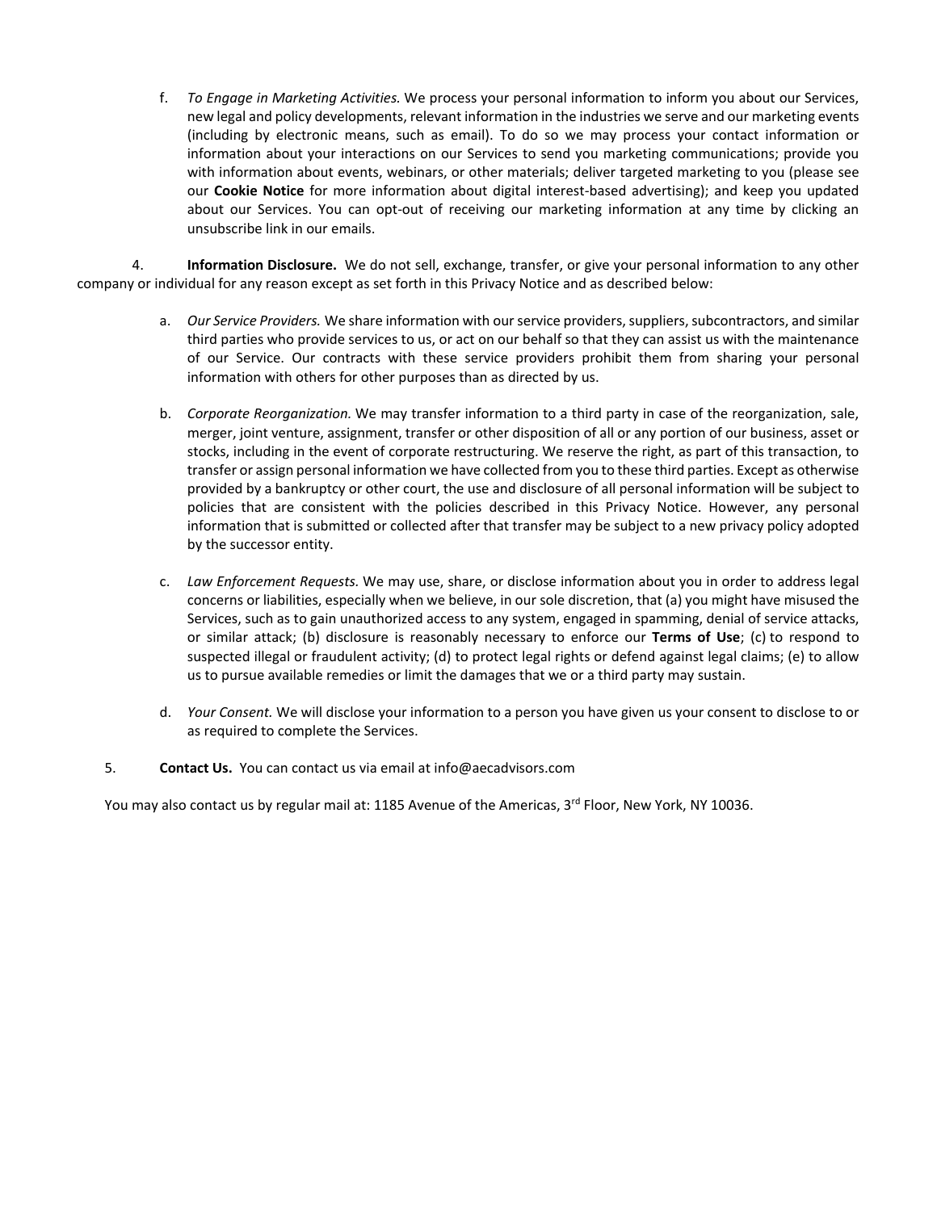f. *To Engage in Marketing Activities.* We process your personal information to inform you about our Services, new legal and policy developments, relevant information in the industries we serve and our marketing events (including by electronic means, such as email). To do so we may process your contact information or information about your interactions on our Services to send you marketing communications; provide you with information about events, webinars, or other materials; deliver targeted marketing to you (please see our **Cookie Notice** for more information about digital interest-based advertising); and keep you updated about our Services. You can opt-out of receiving our marketing information at any time by clicking an unsubscribe link in our emails.

4. **Information Disclosure.** We do not sell, exchange, transfer, or give your personal information to any other company or individual for any reason except as set forth in this Privacy Notice and as described below:

a. *Our Service Providers.* We share information with our service providers, suppliers, subcontractors, and similar third parties who provide services to us, or act on our behalf so that they can assist us with the maintenance of our Service. Our contracts with these service providers prohibit them from sharing your personal information with others for other purposes than as directed by us.

b. *Corporate Reorganization.* We may transfer information to a third party in case of the reorganization, sale, merger, joint venture, assignment, transfer or other disposition of all or any portion of our business, asset or stocks, including in the event of corporate restructuring. We reserve the right, as part of this transaction, to transfer or assign personal information we have collected from you to these third parties. Except as otherwise provided by a bankruptcy or other court, the use and disclosure of all personal information will be subject to policies that are consistent with the policies described in this Privacy Notice. However, any personal information that is submitted or collected after that transfer may be subject to a new privacy policy adopted by the successor entity.

c. *Law Enforcement Requests.* We may use, share, or disclose information about you in order to address legal concerns or liabilities, especially when we believe, in our sole discretion, that (a) you might have misused the Services, such as to gain unauthorized access to any system, engaged in spamming, denial of service attacks, or similar attack; (b) disclosure is reasonably necessary to enforce our **Terms of Use**; (c) to respond to suspected illegal or fraudulent activity; (d) to protect legal rights or defend against legal claims; (e) to allow us to pursue available remedies or limit the damages that we or a third party may sustain.

d. *Your Consent.* We will disclose your information to a person you have given us your consent to disclose to or as required to complete the Services.

5. **Contact Us.** You can contact us via email at info@aecadvisors.com

You may also contact us by regular mail at: 1185 Avenue of the Americas, 3rd Floor, New York, NY 10036.